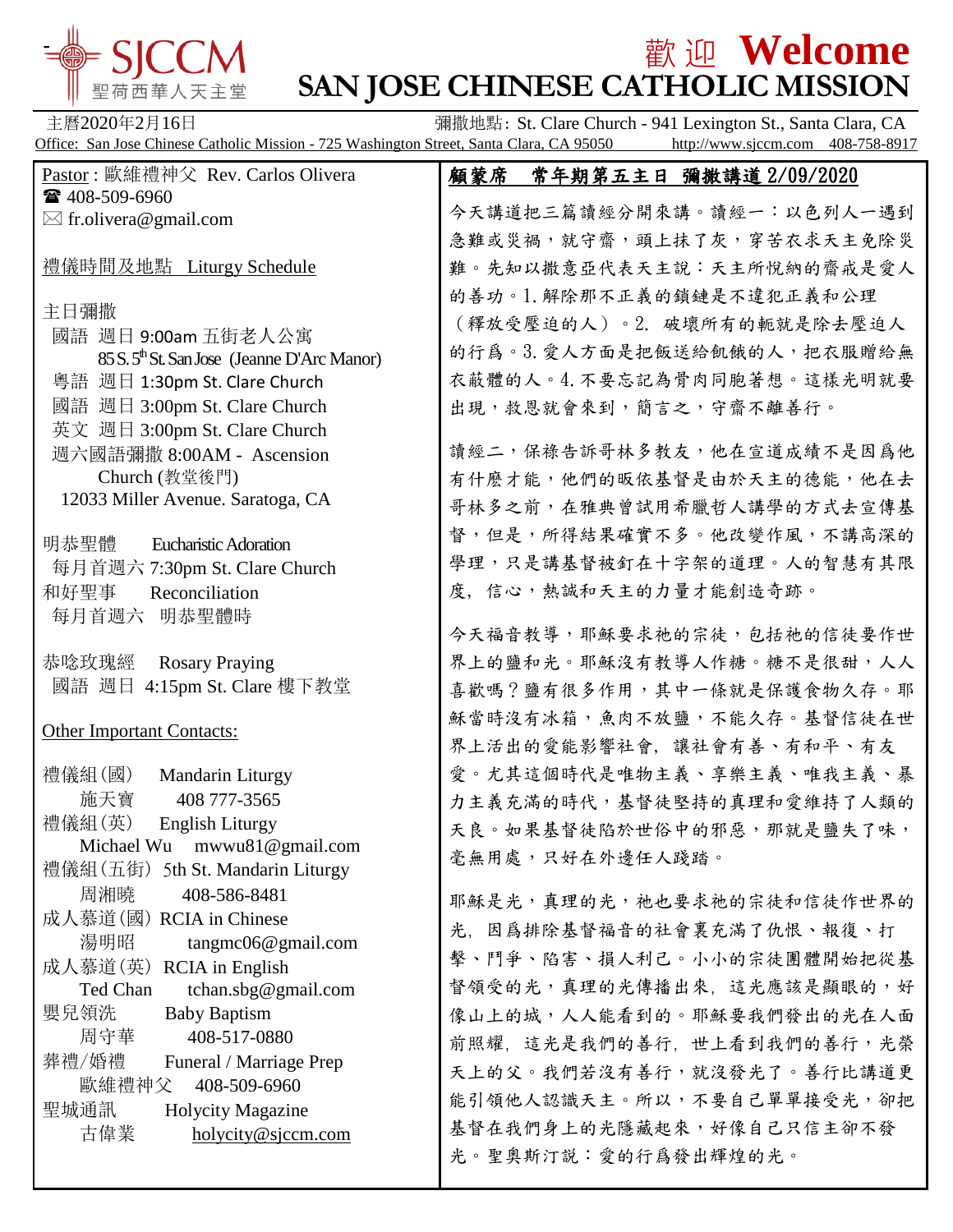# SJCCM 聖荷西華人天主堂

# 歡迎 Welcome
# SAN JOSE CHINESE CATHOLIC MISSION

主曆2020年2月16日　　彌撒地點: St. Clare Church - 941 Lexington St., Santa Clara, CA

Office: San Jose Chinese Catholic Mission - 725 Washington Street, Santa Clara, CA 95050　http://www.sjccm.com　408-758-8917

Pastor : 歐維禮神父 Rev. Carlos Olivera
☎ 408-509-6960
✉ fr.olivera@gmail.com

禮儀時間及地點 Liturgy Schedule

主日彌撒
- 國語 週日 9:00am 五街老人公寓 85 S. 5th St. San Jose (Jeanne D'Arc Manor)
- 粵語 週日 1:30pm St. Clare Church
- 國語 週日 3:00pm St. Clare Church
- 英文 週日 3:00pm St. Clare Church
- 週六國語彌撒 8:00AM - Ascension Church (教堂後門) 12033 Miller Avenue. Saratoga, CA

明恭聖體 Eucharistic Adoration
每月首週六 7:30pm St. Clare Church

和好聖事 Reconciliation
每月首週六 明恭聖體時

恭唸玫瑰經 Rosary Praying
國語 週日 4:15pm St. Clare 樓下教堂

Other Important Contacts:

禮儀組(國) Mandarin Liturgy
施天寶 408 777-3565

禮儀組(英) English Liturgy
Michael Wu mwwu81@gmail.com

禮儀組(五街) 5th St. Mandarin Liturgy
周湘曉 408-586-8481

成人慕道(國) RCIA in Chinese
湯明昭 tangmc06@gmail.com

成人慕道(英) RCIA in English
Ted Chan tchan.sbg@gmail.com

嬰兒領洗 Baby Baptism
周守華 408-517-0880

葬禮/婚禮 Funeral / Marriage Prep
歐維禮神父 408-509-6960

聖城通訊 Holycity Magazine
古偉業 holycity@sjccm.com

## 顧蒙席　常年期第五主日 彌撒講道 2/09/2020

今天講道把三篇讀經分開來講。讀經一：以色列人一遇到急難或災禍，就守齋，頭上抹了灰，穿苦衣求天主免除災難。先知以撒意亞代表天主說：天主所悅納的齋戒是愛人的善功。1. 解除那不正義的鎖鏈是不違犯正義和公理（釋放受壓迫的人）。2. 破壞所有的軛就是除去壓迫人的行爲。3. 愛人方面是把飯送給飢餓的人，把衣服贈給無衣蔽體的人。4. 不要忘記為骨肉同胞著想。這樣光明就要出現，救恩就會來到，簡言之，守齋不離善行。

讀經二，保祿告訴哥林多教友，他在宣道成績不是因爲他有什麼才能，他們的皈依基督是由於天主的德能，他在去哥林多之前，在雅典曾試用希臘哲人講學的方式去宣傳基督，但是，所得結果確實不多。他改變作風，不講高深的學理，只是講基督被釘在十字架的道理。人的智慧有其限度，信心，熱誠和天主的力量才能創造奇跡。

今天福音教導，耶穌要求祂的宗徒，包括祂的信徒要作世界上的鹽和光。耶穌沒有教導人作糖。糖不是很甜，人人喜歡嗎？鹽有很多作用，其中一條就是保護食物久存。耶穌當時沒有冰箱，魚肉不放鹽，不能久存。基督信徒在世界上活出的愛能影響社會，讓社會有善、有和平、有友愛。尤其這個時代是唯物主義、享樂主義、唯我主義、暴力主義充滿的時代，基督徒堅持的真理和愛維持了人類的天良。如果基督徒陷於世俗中的邪惡，那就是鹽失了味，毫無用處，只好在外邊任人踐踏。

耶穌是光，真理的光，祂也要求祂的宗徒和信徒作世界的光，因爲排除基督福音的社會裏充滿了仇恨、報復、打擊、鬥爭、陷害、損人利己。小小的宗徒團體開始把從基督領受的光，真理的光傳播出來，這光應該是顯眼的，好像山上的城，人人能看到的。耶穌要我們發出的光在人面前照耀，這光是我們的善行，世上看到我們的善行，光榮天上的父。我們若沒有善行，就沒發光了。善行比講道更能引領他人認識天主。所以，不要自己單單接受光，卻把基督在我們身上的光隱藏起來，好像自己只信主卻不發光。聖奧斯汀說：愛的行爲發出輝煌的光。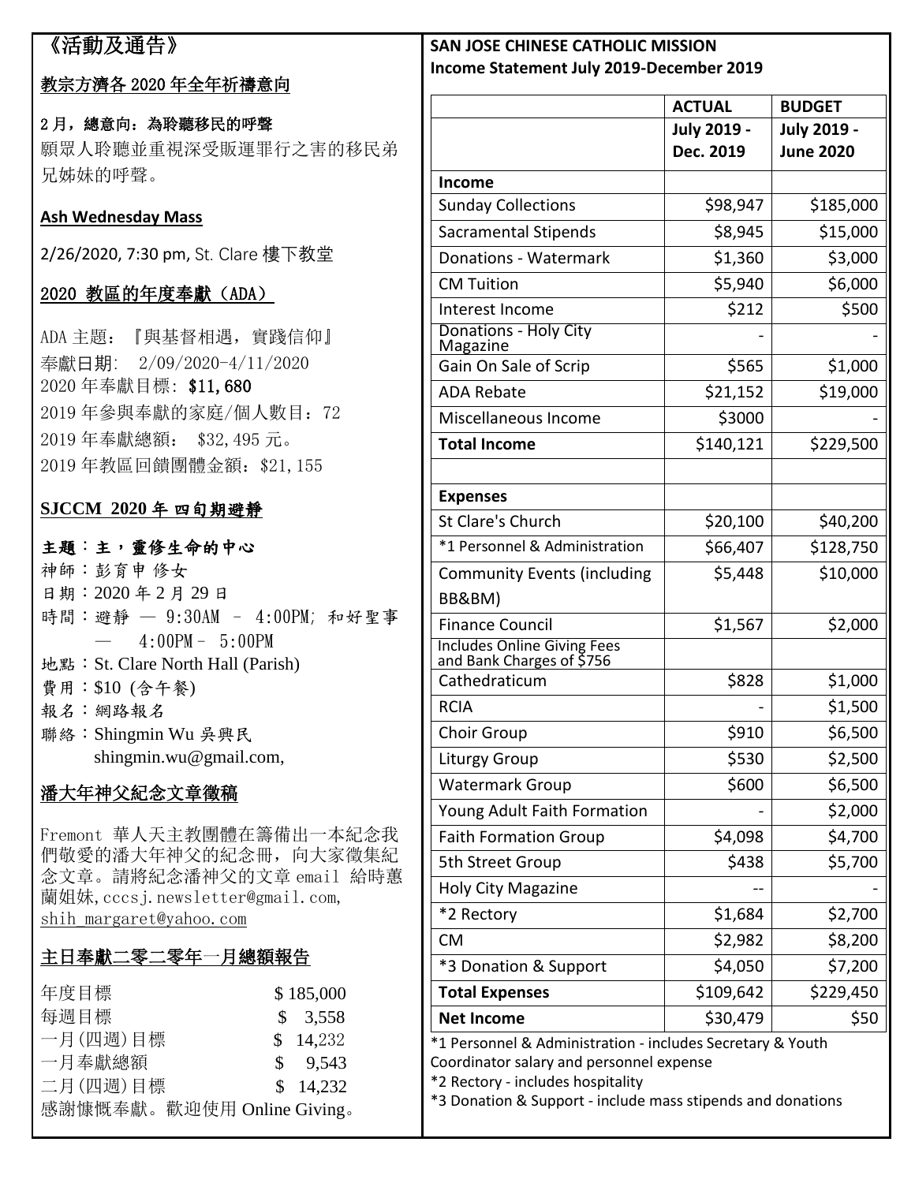# 《活動及通告》

## 教宗方濟各 2020 年全年祈禱意向

**2 月，總意向：為聆聽移民的呼聲**

願眾人聆聽並重視深受販運罪行之害的移民弟兄姊妹的呼聲。

## Ash Wednesday Mass

2/26/2020, 7:30 pm, St. Clare 樓下教堂

## 2020 教區的年度奉獻（ADA）

ADA 主題：『與基督相遇，實踐信仰』
奉獻日期: 2/09/2020-4/11/2020
2020 年奉獻目標: **$11,680**
2019 年參與奉獻的家庭/個人數目：72
2019 年奉獻總額： $32,495 元。
2019 年教區回饋團體金額：$21,155

## SJCCM 2020 年 四旬期避靜

**主題：主，靈修生命的中心**

神師：彭育申 修女
日期：2020 年 2 月 29 日
時間：避靜 — 9:30AM – 4:00PM; 和好聖事 — 4:00PM – 5:00PM
地點：St. Clare North Hall (Parish)
費用：$10 (含午餐)
報名：網路報名
聯絡：Shingmin Wu 吳興民
shingmin.wu@gmail.com,

## 潘大年神父紀念文章徵稿

Fremont 華人天主教團體在籌備出一本紀念我們敬愛的潘大年神父的紀念冊，向大家徵集紀念文章。請將紀念潘神父的文章 email 給時蕙蘭姐妹,cccsj.newsletter@gmail.com, shih_margaret@yahoo.com

## 主日奉獻二零二零年一月總額報告

| | |
|---|---|
| 年度目標 | $ 185,000 |
| 每週目標 | $ 3,558 |
| 一月(四週)目標 | $ 14,232 |
| 一月奉獻總額 | $ 9,543 |
| 二月(四週)目標 | $ 14,232 |

感謝慷慨奉獻。歡迎使用 Online Giving。

**SAN JOSE CHINESE CATHOLIC MISSION**
**Income Statement July 2019-December 2019**

| | ACTUAL July 2019 - Dec. 2019 | BUDGET July 2019 - June 2020 |
|---|---|---|
| **Income** | | |
| Sunday Collections | $98,947 | $185,000 |
| Sacramental Stipends | $8,945 | $15,000 |
| Donations - Watermark | $1,360 | $3,000 |
| CM Tuition | $5,940 | $6,000 |
| Interest Income | $212 | $500 |
| Donations - Holy City Magazine | - | - |
| Gain On Sale of Scrip | $565 | $1,000 |
| ADA Rebate | $21,152 | $19,000 |
| Miscellaneous Income | $3000 | - |
| **Total Income** | $140,121 | $229,500 |
| | | |
| **Expenses** | | |
| St Clare's Church | $20,100 | $40,200 |
| *1 Personnel & Administration | $66,407 | $128,750 |
| Community Events (including BB&BM) | $5,448 | $10,000 |
| Finance Council | $1,567 | $2,000 |
| Includes Online Giving Fees and Bank Charges of $756 | | |
| Cathedraticum | $828 | $1,000 |
| RCIA | - | $1,500 |
| Choir Group | $910 | $6,500 |
| Liturgy Group | $530 | $2,500 |
| Watermark Group | $600 | $6,500 |
| Young Adult Faith Formation | - | $2,000 |
| Faith Formation Group | $4,098 | $4,700 |
| 5th Street Group | $438 | $5,700 |
| Holy City Magazine | -- | - |
| *2 Rectory | $1,684 | $2,700 |
| CM | $2,982 | $8,200 |
| *3 Donation & Support | $4,050 | $7,200 |
| **Total Expenses** | $109,642 | $229,450 |
| **Net Income** | $30,479 | $50 |

*1 Personnel & Administration - includes Secretary & Youth Coordinator salary and personnel expense
*2 Rectory - includes hospitality
*3 Donation & Support - include mass stipends and donations